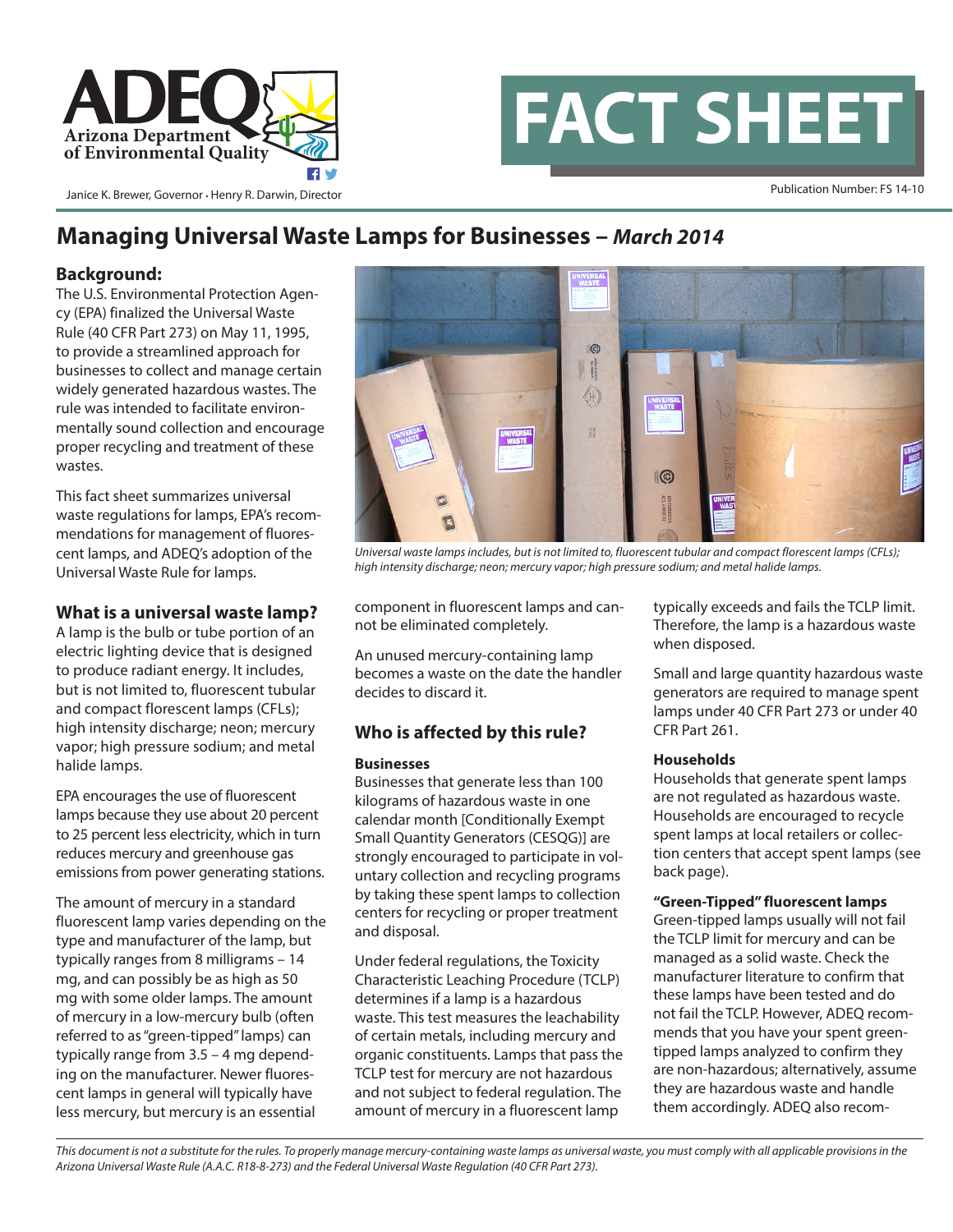ADEQ Arizona Department of Environmental Quality

Janice K. Brewer, Governor • Henry R. Darwin, Director

# FACT SHEET

Publication Number: FS 14-10

## Managing Universal Waste Lamps for Businesses – *March 2014*

### Background:

The U.S. Environmental Protection Agency (EPA) finalized the Universal Waste Rule (40 CFR Part 273) on May 11, 1995, to provide a streamlined approach for businesses to collect and manage certain widely generated hazardous wastes. The rule was intended to facilitate environmentally sound collection and encourage proper recycling and treatment of these wastes.

This fact sheet summarizes universal waste regulations for lamps, EPA's recommendations for management of fluorescent lamps, and ADEQ's adoption of the Universal Waste Rule for lamps.

*Universal waste lamps includes, but is not limited to, fluorescent tubular and compact florescent lamps (CFLs); high intensity discharge; neon; mercury vapor; high pressure sodium; and metal halide lamps.*

### What is a universal waste lamp?

A lamp is the bulb or tube portion of an electric lighting device that is designed to produce radiant energy. It includes, but is not limited to, fluorescent tubular and compact florescent lamps (CFLs); high intensity discharge; neon; mercury vapor; high pressure sodium; and metal halide lamps.

EPA encourages the use of fluorescent lamps because they use about 20 percent to 25 percent less electricity, which in turn reduces mercury and greenhouse gas emissions from power generating stations.

The amount of mercury in a standard fluorescent lamp varies depending on the type and manufacturer of the lamp, but typically ranges from 8 milligrams – 14 mg, and can possibly be as high as 50 mg with some older lamps. The amount of mercury in a low-mercury bulb (often referred to as "green-tipped" lamps) can typically range from 3.5 – 4 mg depending on the manufacturer. Newer fluorescent lamps in general will typically have less mercury, but mercury is an essential component in fluorescent lamps and cannot be eliminated completely.

An unused mercury-containing lamp becomes a waste on the date the handler decides to discard it.

### Who is affected by this rule?

#### Businesses

Businesses that generate less than 100 kilograms of hazardous waste in one calendar month [Conditionally Exempt Small Quantity Generators (CESQG)] are strongly encouraged to participate in voluntary collection and recycling programs by taking these spent lamps to collection centers for recycling or proper treatment and disposal.

Under federal regulations, the Toxicity Characteristic Leaching Procedure (TCLP) determines if a lamp is a hazardous waste. This test measures the leachability of certain metals, including mercury and organic constituents. Lamps that pass the TCLP test for mercury are not hazardous and not subject to federal regulation. The amount of mercury in a fluorescent lamp typically exceeds and fails the TCLP limit. Therefore, the lamp is a hazardous waste when disposed.

Small and large quantity hazardous waste generators are required to manage spent lamps under 40 CFR Part 273 or under 40 CFR Part 261.

#### Households

Households that generate spent lamps are not regulated as hazardous waste. Households are encouraged to recycle spent lamps at local retailers or collection centers that accept spent lamps (see back page).

#### "Green-Tipped" fluorescent lamps

Green-tipped lamps usually will not fail the TCLP limit for mercury and can be managed as a solid waste. Check the manufacturer literature to confirm that these lamps have been tested and do not fail the TCLP. However, ADEQ recommends that you have your spent green-tipped lamps analyzed to confirm they are non-hazardous; alternatively, assume they are hazardous waste and handle them accordingly. ADEQ also recom-

*This document is not a substitute for the rules. To properly manage mercury-containing waste lamps as universal waste, you must comply with all applicable provisions in the Arizona Universal Waste Rule (A.A.C. R18-8-273) and the Federal Universal Waste Regulation (40 CFR Part 273).*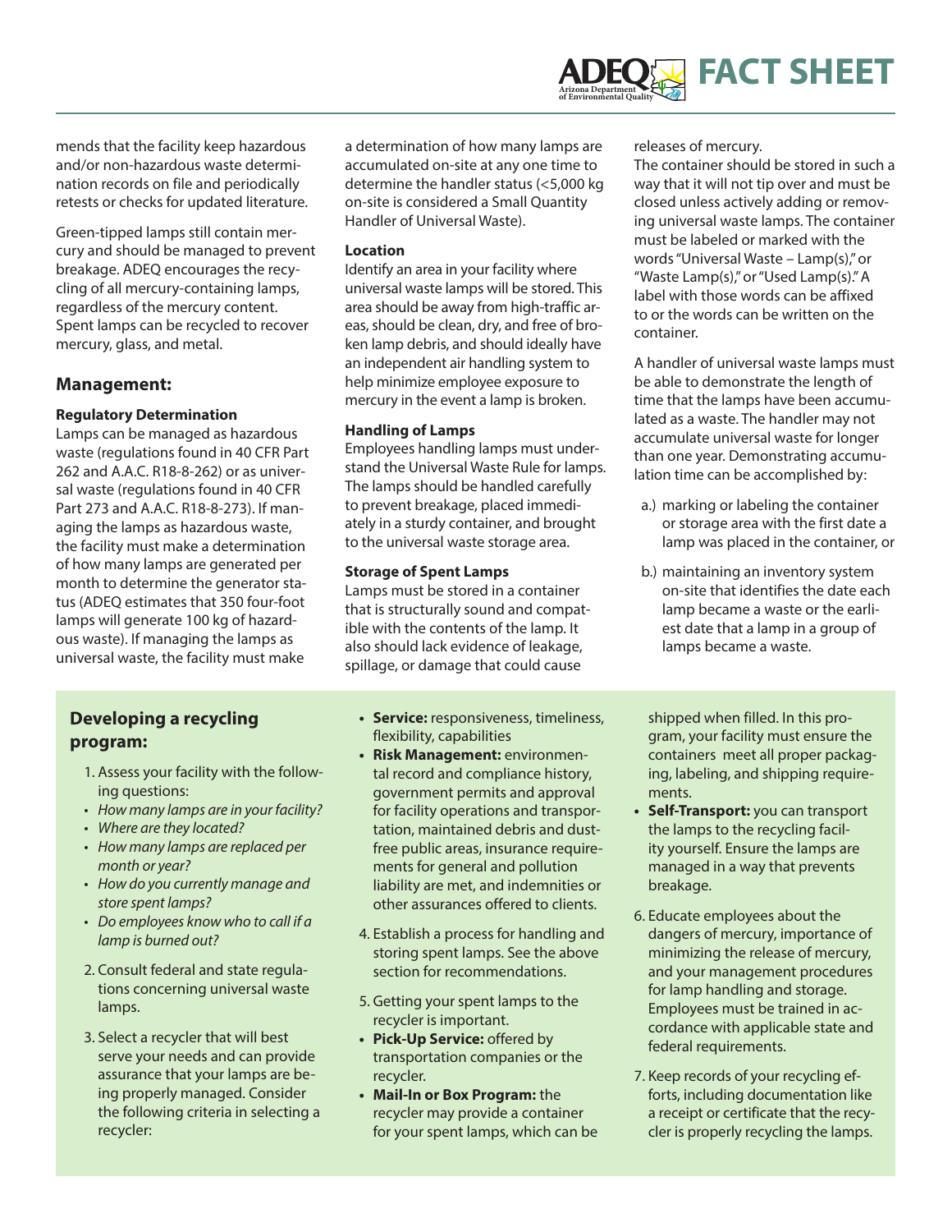mends that the facility keep hazardous and/or non-hazardous waste determination records on file and periodically retests or checks for updated literature.

Green-tipped lamps still contain mercury and should be managed to prevent breakage. ADEQ encourages the recycling of all mercury-containing lamps, regardless of the mercury content. Spent lamps can be recycled to recover mercury, glass, and metal.

## Management:

**Regulatory Determination**

Lamps can be managed as hazardous waste (regulations found in 40 CFR Part 262 and A.A.C. R18-8-262) or as universal waste (regulations found in 40 CFR Part 273 and A.A.C. R18-8-273). If managing the lamps as hazardous waste, the facility must make a determination of how many lamps are generated per month to determine the generator status (ADEQ estimates that 350 four-foot lamps will generate 100 kg of hazardous waste). If managing the lamps as universal waste, the facility must make a determination of how many lamps are accumulated on-site at any one time to determine the handler status (<5,000 kg on-site is considered a Small Quantity Handler of Universal Waste).

**Location**

Identify an area in your facility where universal waste lamps will be stored. This area should be away from high-traffic areas, should be clean, dry, and free of broken lamp debris, and should ideally have an independent air handling system to help minimize employee exposure to mercury in the event a lamp is broken.

**Handling of Lamps**

Employees handling lamps must understand the Universal Waste Rule for lamps. The lamps should be handled carefully to prevent breakage, placed immediately in a sturdy container, and brought to the universal waste storage area.

**Storage of Spent Lamps**

Lamps must be stored in a container that is structurally sound and compatible with the contents of the lamp. It also should lack evidence of leakage, spillage, or damage that could cause releases of mercury.

The container should be stored in such a way that it will not tip over and must be closed unless actively adding or removing universal waste lamps. The container must be labeled or marked with the words "Universal Waste – Lamp(s)," or "Waste Lamp(s)," or "Used Lamp(s)." A label with those words can be affixed to or the words can be written on the container.

A handler of universal waste lamps must be able to demonstrate the length of time that the lamps have been accumulated as a waste. The handler may not accumulate universal waste for longer than one year. Demonstrating accumulation time can be accomplished by:

a.) marking or labeling the container or storage area with the first date a lamp was placed in the container, or

b.) maintaining an inventory system on-site that identifies the date each lamp became a waste or the earliest date that a lamp in a group of lamps became a waste.

## Developing a recycling program:

1. Assess your facility with the following questions:
   - *How many lamps are in your facility?*
   - *Where are they located?*
   - *How many lamps are replaced per month or year?*
   - *How do you currently manage and store spent lamps?*
   - *Do employees know who to call if a lamp is burned out?*

2. Consult federal and state regulations concerning universal waste lamps.

3. Select a recycler that will best serve your needs and can provide assurance that your lamps are being properly managed. Consider the following criteria in selecting a recycler:
   - **Service:** responsiveness, timeliness, flexibility, capabilities
   - **Risk Management:** environmental record and compliance history, government permits and approval for facility operations and transportation, maintained debris and dust-free public areas, insurance requirements for general and pollution liability are met, and indemnities or other assurances offered to clients.

4. Establish a process for handling and storing spent lamps. See the above section for recommendations.

5. Getting your spent lamps to the recycler is important.
   - **Pick-Up Service:** offered by transportation companies or the recycler.
   - **Mail-In or Box Program:** the recycler may provide a container for your spent lamps, which can be shipped when filled. In this program, your facility must ensure the containers meet all proper packaging, labeling, and shipping requirements.
   - **Self-Transport:** you can transport the lamps to the recycling facility yourself. Ensure the lamps are managed in a way that prevents breakage.

6. Educate employees about the dangers of mercury, importance of minimizing the release of mercury, and your management procedures for lamp handling and storage. Employees must be trained in accordance with applicable state and federal requirements.

7. Keep records of your recycling efforts, including documentation like a receipt or certificate that the recycler is properly recycling the lamps.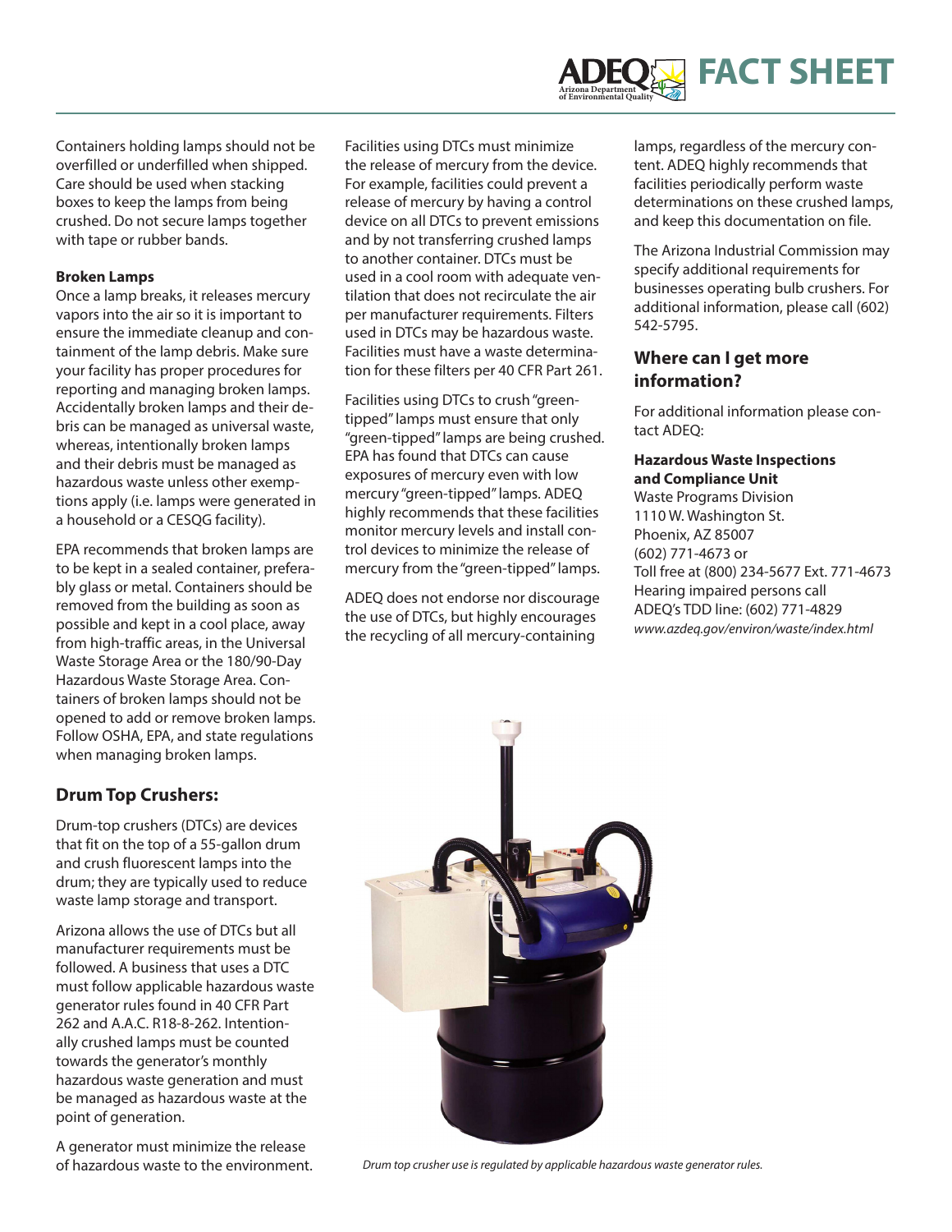Containers holding lamps should not be overfilled or underfilled when shipped. Care should be used when stacking boxes to keep the lamps from being crushed. Do not secure lamps together with tape or rubber bands.

**Broken Lamps**

Once a lamp breaks, it releases mercury vapors into the air so it is important to ensure the immediate cleanup and containment of the lamp debris. Make sure your facility has proper procedures for reporting and managing broken lamps. Accidentally broken lamps and their debris can be managed as universal waste, whereas, intentionally broken lamps and their debris must be managed as hazardous waste unless other exemptions apply (i.e. lamps were generated in a household or a CESQG facility).

EPA recommends that broken lamps are to be kept in a sealed container, preferably glass or metal. Containers should be removed from the building as soon as possible and kept in a cool place, away from high-traffic areas, in the Universal Waste Storage Area or the 180/90-Day Hazardous Waste Storage Area. Containers of broken lamps should not be opened to add or remove broken lamps. Follow OSHA, EPA, and state regulations when managing broken lamps.

## Drum Top Crushers:

Drum-top crushers (DTCs) are devices that fit on the top of a 55-gallon drum and crush fluorescent lamps into the drum; they are typically used to reduce waste lamp storage and transport.

Arizona allows the use of DTCs but all manufacturer requirements must be followed. A business that uses a DTC must follow applicable hazardous waste generator rules found in 40 CFR Part 262 and A.A.C. R18-8-262. Intentionally crushed lamps must be counted towards the generator's monthly hazardous waste generation and must be managed as hazardous waste at the point of generation.

A generator must minimize the release of hazardous waste to the environment. Facilities using DTCs must minimize the release of mercury from the device. For example, facilities could prevent a release of mercury by having a control device on all DTCs to prevent emissions and by not transferring crushed lamps to another container. DTCs must be used in a cool room with adequate ventilation that does not recirculate the air per manufacturer requirements. Filters used in DTCs may be hazardous waste. Facilities must have a waste determination for these filters per 40 CFR Part 261.

Facilities using DTCs to crush "green-tipped" lamps must ensure that only "green-tipped" lamps are being crushed. EPA has found that DTCs can cause exposures of mercury even with low mercury "green-tipped" lamps. ADEQ highly recommends that these facilities monitor mercury levels and install control devices to minimize the release of mercury from the "green-tipped" lamps.

ADEQ does not endorse nor discourage the use of DTCs, but highly encourages the recycling of all mercury-containing lamps, regardless of the mercury content. ADEQ highly recommends that facilities periodically perform waste determinations on these crushed lamps, and keep this documentation on file.

The Arizona Industrial Commission may specify additional requirements for businesses operating bulb crushers. For additional information, please call (602) 542-5795.

## Where can I get more information?

For additional information please contact ADEQ:

**Hazardous Waste Inspections and Compliance Unit**
Waste Programs Division
1110 W. Washington St.
Phoenix, AZ 85007
(602) 771-4673 or
Toll free at (800) 234-5677 Ext. 771-4673
Hearing impaired persons call
ADEQ's TDD line: (602) 771-4829
*www.azdeq.gov/environ/waste/index.html*

*Drum top crusher use is regulated by applicable hazardous waste generator rules.*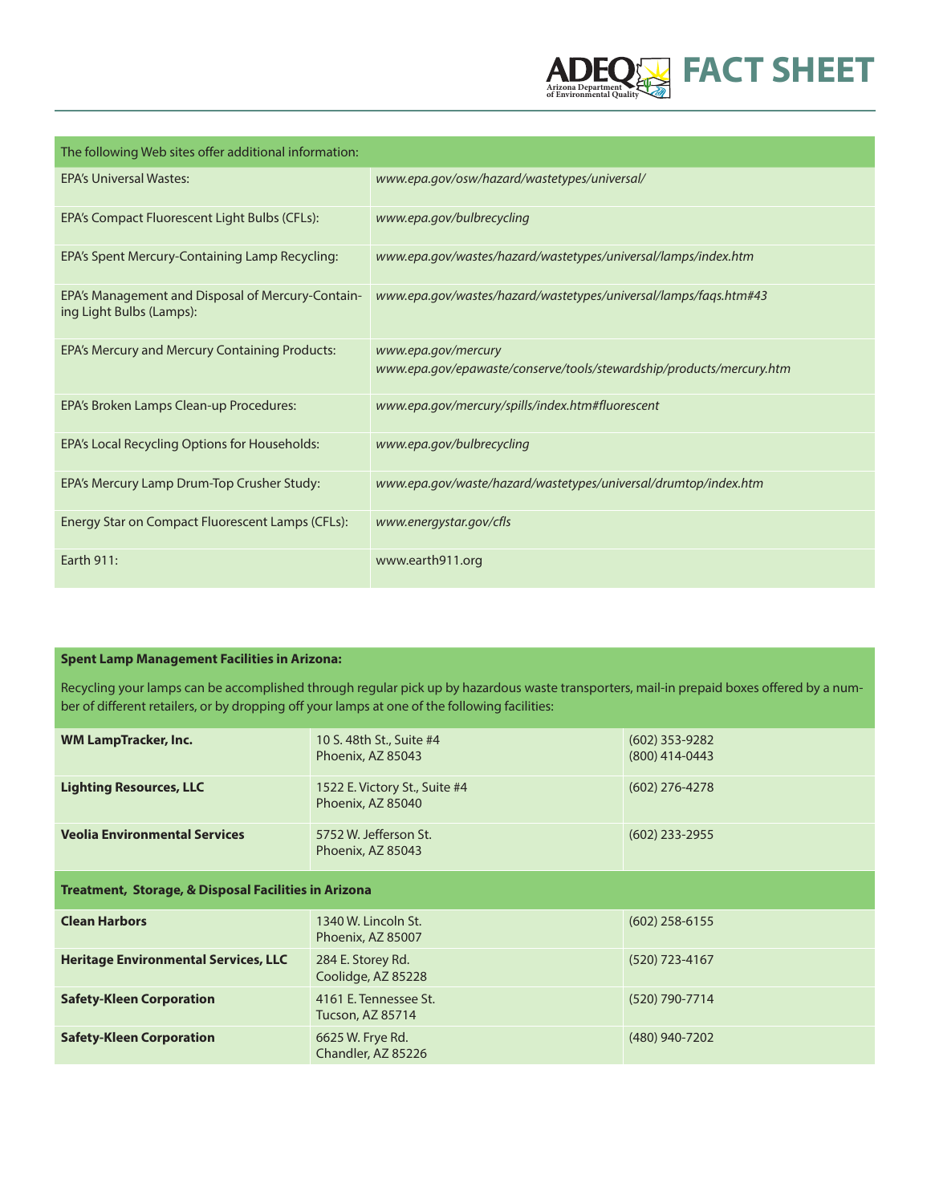| The following Web sites offer additional information: | |
| --- | --- |
| EPA's Universal Wastes: | *www.epa.gov/osw/hazard/wastetypes/universal/* |
| EPA's Compact Fluorescent Light Bulbs (CFLs): | *www.epa.gov/bulbrecycling* |
| EPA's Spent Mercury-Containing Lamp Recycling: | *www.epa.gov/wastes/hazard/wastetypes/universal/lamps/index.htm* |
| EPA's Management and Disposal of Mercury-Containing Light Bulbs (Lamps): | *www.epa.gov/wastes/hazard/wastetypes/universal/lamps/faqs.htm#43* |
| EPA's Mercury and Mercury Containing Products: | *www.epa.gov/mercury*<br>*www.epa.gov/epawaste/conserve/tools/stewardship/products/mercury.htm* |
| EPA's Broken Lamps Clean-up Procedures: | *www.epa.gov/mercury/spills/index.htm#fluorescent* |
| EPA's Local Recycling Options for Households: | *www.epa.gov/bulbrecycling* |
| EPA's Mercury Lamp Drum-Top Crusher Study: | *www.epa.gov/waste/hazard/wastetypes/universal/drumtop/index.htm* |
| Energy Star on Compact Fluorescent Lamps (CFLs): | *www.energystar.gov/cfls* |
| Earth 911: | www.earth911.org |

**Spent Lamp Management Facilities in Arizona:**

Recycling your lamps can be accomplished through regular pick up by hazardous waste transporters, mail-in prepaid boxes offered by a number of different retailers, or by dropping off your lamps at one of the following facilities:

| | | |
| --- | --- | --- |
| **WM LampTracker, Inc.** | 10 S. 48th St., Suite #4<br>Phoenix, AZ 85043 | (602) 353-9282<br>(800) 414-0443 |
| **Lighting Resources, LLC** | 1522 E. Victory St., Suite #4<br>Phoenix, AZ 85040 | (602) 276-4278 |
| **Veolia Environmental Services** | 5752 W. Jefferson St.<br>Phoenix, AZ 85043 | (602) 233-2955 |
| **Treatment, Storage, & Disposal Facilities in Arizona** | | |
| **Clean Harbors** | 1340 W. Lincoln St.<br>Phoenix, AZ 85007 | (602) 258-6155 |
| **Heritage Environmental Services, LLC** | 284 E. Storey Rd.<br>Coolidge, AZ 85228 | (520) 723-4167 |
| **Safety-Kleen Corporation** | 4161 E. Tennessee St.<br>Tucson, AZ 85714 | (520) 790-7714 |
| **Safety-Kleen Corporation** | 6625 W. Frye Rd.<br>Chandler, AZ 85226 | (480) 940-7202 |